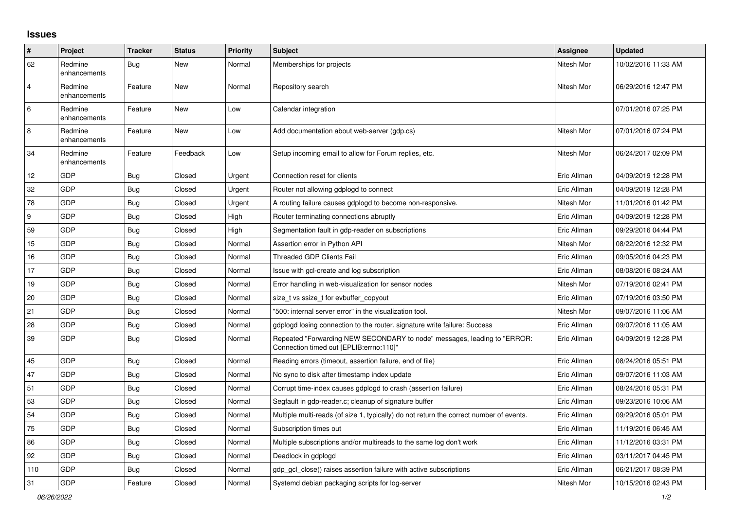## Issues

| # | Project | Tracker | Status | Priority | Subject | Assignee | Updated |
|---|---|---|---|---|---|---|---|
| 62 | Redmine enhancements | Bug | New | Normal | Memberships for projects | Nitesh Mor | 10/02/2016 11:33 AM |
| 4 | Redmine enhancements | Feature | New | Normal | Repository search | Nitesh Mor | 06/29/2016 12:47 PM |
| 6 | Redmine enhancements | Feature | New | Low | Calendar integration | | 07/01/2016 07:25 PM |
| 8 | Redmine enhancements | Feature | New | Low | Add documentation about web-server (gdp.cs) | Nitesh Mor | 07/01/2016 07:24 PM |
| 34 | Redmine enhancements | Feature | Feedback | Low | Setup incoming email to allow for Forum replies, etc. | Nitesh Mor | 06/24/2017 02:09 PM |
| 12 | GDP | Bug | Closed | Urgent | Connection reset for clients | Eric Allman | 04/09/2019 12:28 PM |
| 32 | GDP | Bug | Closed | Urgent | Router not allowing gdplogd to connect | Eric Allman | 04/09/2019 12:28 PM |
| 78 | GDP | Bug | Closed | Urgent | A routing failure causes gdplogd to become non-responsive. | Nitesh Mor | 11/01/2016 01:42 PM |
| 9 | GDP | Bug | Closed | High | Router terminating connections abruptly | Eric Allman | 04/09/2019 12:28 PM |
| 59 | GDP | Bug | Closed | High | Segmentation fault in gdp-reader on subscriptions | Eric Allman | 09/29/2016 04:44 PM |
| 15 | GDP | Bug | Closed | Normal | Assertion error in Python API | Nitesh Mor | 08/22/2016 12:32 PM |
| 16 | GDP | Bug | Closed | Normal | Threaded GDP Clients Fail | Eric Allman | 09/05/2016 04:23 PM |
| 17 | GDP | Bug | Closed | Normal | Issue with gcl-create and log subscription | Eric Allman | 08/08/2016 08:24 AM |
| 19 | GDP | Bug | Closed | Normal | Error handling in web-visualization for sensor nodes | Nitesh Mor | 07/19/2016 02:41 PM |
| 20 | GDP | Bug | Closed | Normal | size_t vs ssize_t for evbuffer_copyout | Eric Allman | 07/19/2016 03:50 PM |
| 21 | GDP | Bug | Closed | Normal | "500: internal server error" in the visualization tool. | Nitesh Mor | 09/07/2016 11:06 AM |
| 28 | GDP | Bug | Closed | Normal | gdplogd losing connection to the router. signature write failure: Success | Eric Allman | 09/07/2016 11:05 AM |
| 39 | GDP | Bug | Closed | Normal | Repeated "Forwarding NEW SECONDARY to node" messages, leading to "ERROR: Connection timed out [EPLIB:errno:110]" | Eric Allman | 04/09/2019 12:28 PM |
| 45 | GDP | Bug | Closed | Normal | Reading errors (timeout, assertion failure, end of file) | Eric Allman | 08/24/2016 05:51 PM |
| 47 | GDP | Bug | Closed | Normal | No sync to disk after timestamp index update | Eric Allman | 09/07/2016 11:03 AM |
| 51 | GDP | Bug | Closed | Normal | Corrupt time-index causes gdplogd to crash (assertion failure) | Eric Allman | 08/24/2016 05:31 PM |
| 53 | GDP | Bug | Closed | Normal | Segfault in gdp-reader.c; cleanup of signature buffer | Eric Allman | 09/23/2016 10:06 AM |
| 54 | GDP | Bug | Closed | Normal | Multiple multi-reads (of size 1, typically) do not return the correct number of events. | Eric Allman | 09/29/2016 05:01 PM |
| 75 | GDP | Bug | Closed | Normal | Subscription times out | Eric Allman | 11/19/2016 06:45 AM |
| 86 | GDP | Bug | Closed | Normal | Multiple subscriptions and/or multireads to the same log don't work | Eric Allman | 11/12/2016 03:31 PM |
| 92 | GDP | Bug | Closed | Normal | Deadlock in gdplogd | Eric Allman | 03/11/2017 04:45 PM |
| 110 | GDP | Bug | Closed | Normal | gdp_gcl_close() raises assertion failure with active subscriptions | Eric Allman | 06/21/2017 08:39 PM |
| 31 | GDP | Feature | Closed | Normal | Systemd debian packaging scripts for log-server | Nitesh Mor | 10/15/2016 02:43 PM |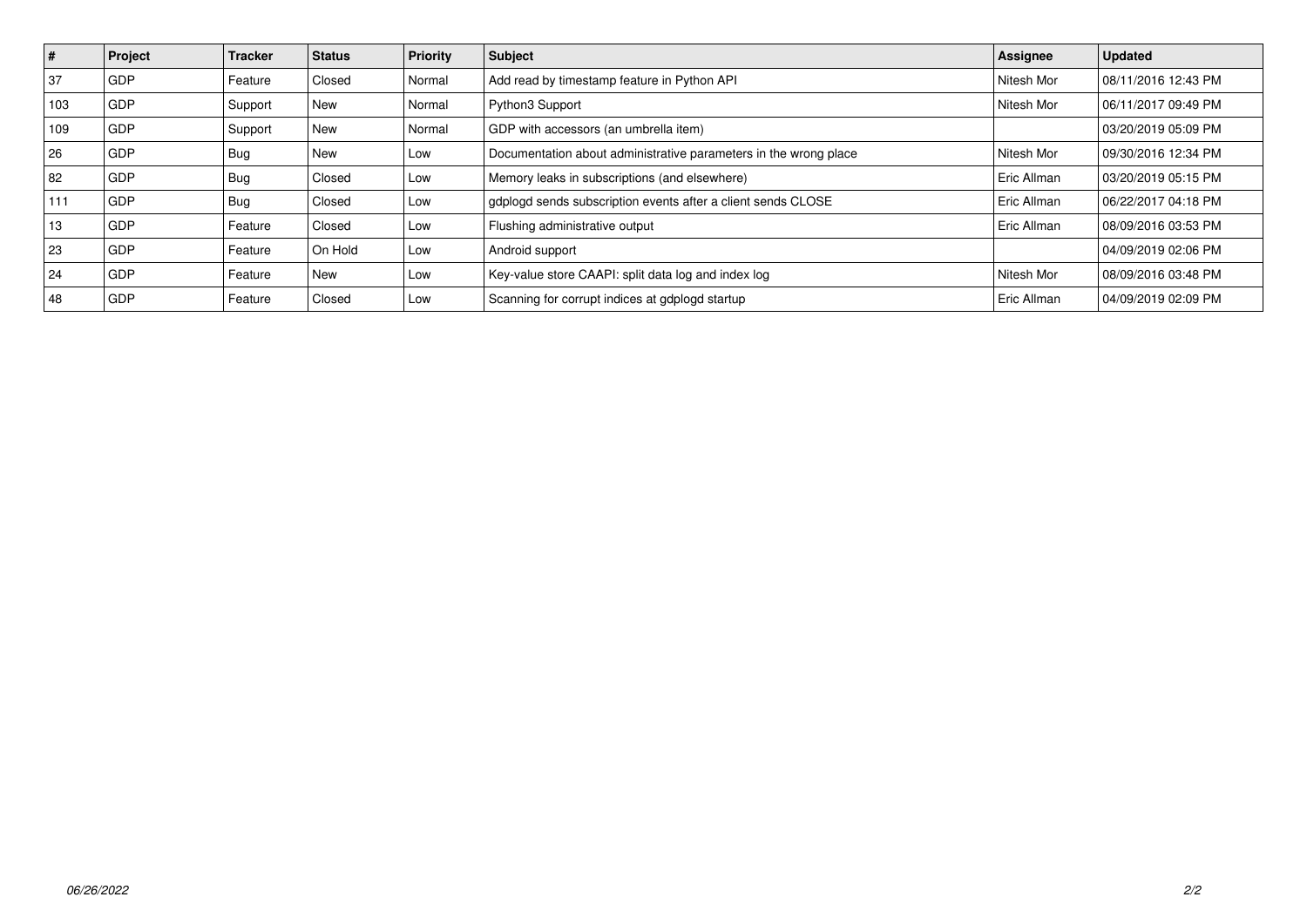| # | Project | Tracker | Status | Priority | Subject | Assignee | Updated |
|---|---|---|---|---|---|---|---|
| 37 | GDP | Feature | Closed | Normal | Add read by timestamp feature in Python API | Nitesh Mor | 08/11/2016 12:43 PM |
| 103 | GDP | Support | New | Normal | Python3 Support | Nitesh Mor | 06/11/2017 09:49 PM |
| 109 | GDP | Support | New | Normal | GDP with accessors (an umbrella item) | | 03/20/2019 05:09 PM |
| 26 | GDP | Bug | New | Low | Documentation about administrative parameters in the wrong place | Nitesh Mor | 09/30/2016 12:34 PM |
| 82 | GDP | Bug | Closed | Low | Memory leaks in subscriptions (and elsewhere) | Eric Allman | 03/20/2019 05:15 PM |
| 111 | GDP | Bug | Closed | Low | gdplogd sends subscription events after a client sends CLOSE | Eric Allman | 06/22/2017 04:18 PM |
| 13 | GDP | Feature | Closed | Low | Flushing administrative output | Eric Allman | 08/09/2016 03:53 PM |
| 23 | GDP | Feature | On Hold | Low | Android support | | 04/09/2019 02:06 PM |
| 24 | GDP | Feature | New | Low | Key-value store CAAPI: split data log and index log | Nitesh Mor | 08/09/2016 03:48 PM |
| 48 | GDP | Feature | Closed | Low | Scanning for corrupt indices at gdplogd startup | Eric Allman | 04/09/2019 02:09 PM |